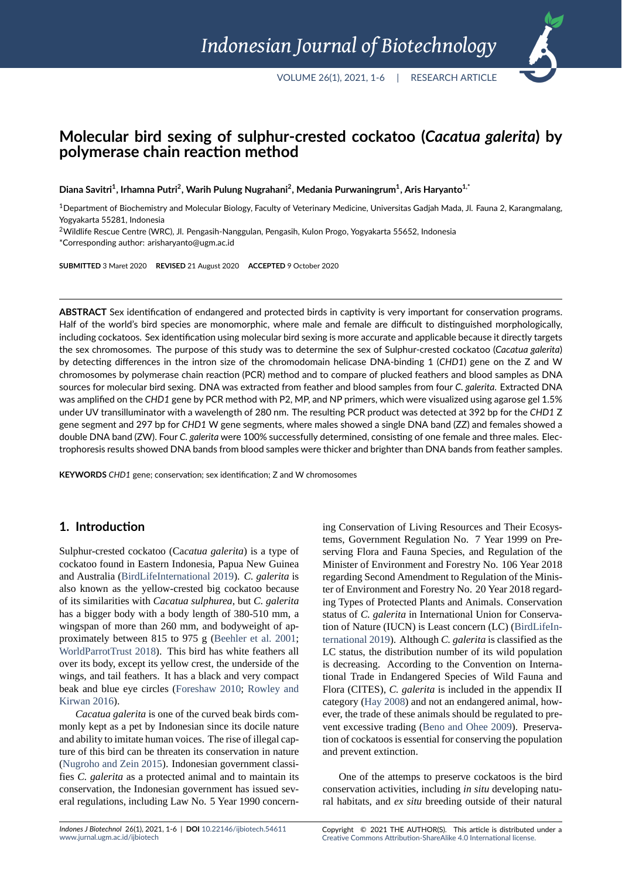# Molecular bird sexing of sulphur-crested cockatoo (*Cacatua galerita*) by polymerase chain reaction method

**Diana Savitri[1], Irhamna Putri[2], Warih Pulung Nugrahani[2], Medania Purwaningrum[1], Aris Haryanto[1,*]**

[1]Department of Biochemistry and Molecular Biology, Faculty of Veterinary Medicine, Universitas Gadjah Mada, Jl. Fauna 2, Karangmalang, Yogyakarta 55281, Indonesia

[2]Wildlife Rescue Centre (WRC), Jl. Pengasih-Nanggulan, Pengasih, Kulon Progo, Yogyakarta 55652, Indonesia

*Corresponding author: arisharyanto@ugm.ac.id

**SUBMITTED** 3 Maret 2020 **REVISED** 21 August 2020 **ACCEPTED** 9 October 2020

**ABSTRACT** Sex identification of endangered and protected birds in captivity is very important for conservation programs. Half of the world's bird species are monomorphic, where male and female are difficult to distinguished morphologically, including cockatoos. Sex identification using molecular bird sexing is more accurate and applicable because it directly targets the sex chromosomes. The purpose of this study was to determine the sex of Sulphur-crested cockatoo (*Cacatua galerita*) by detecting differences in the intron size of the chromodomain helicase DNA-binding 1 (*CHD1*) gene on the Z and W chromosomes by polymerase chain reaction (PCR) method and to compare of plucked feathers and blood samples as DNA sources for molecular bird sexing. DNA was extracted from feather and blood samples from four *C. galerita*. Extracted DNA was amplified on the *CHD1* gene by PCR method with P2, MP, and NP primers, which were visualized using agarose gel 1.5% under UV transillluminator with a wavelength of 280 nm. The resulting PCR product was detected at 392 bp for the *CHD1* Z gene segment and 297 bp for *CHD1* W gene segments, where males showed a single DNA band (ZZ) and females showed a double DNA band (ZW). Four *C. galerita* were 100% successfully determined, consisting of one female and three males. Electrophoresis results showed DNA bands from blood samples were thicker and brighter than DNA bands from feather samples.

**KEYWORDS** *CHD1* gene; conservation; sex identification; Z and W chromosomes

## 1. Introduction

Sulphur-crested cockatoo (Ca*catua galerita*) is a type of cockatoo found in Eastern Indonesia, Papua New Guinea and Australia (BirdLifeInternational 2019). *C. galerita* is also known as the yellow-crested big cockatoo because of its similarities with *Cacatua sulphurea*, but *C. galerita* has a bigger body with a body length of 380-510 mm, a wingspan of more than 260 mm, and bodyweight of approximately between 815 to 975 g (Beehler et al. 2001; WorldParrotTrust 2018). This bird has white feathers all over its body, except its yellow crest, the underside of the wings, and tail feathers. It has a black and very compact beak and blue eye circles (Foreshaw 2010; Rowley and Kirwan 2016).

*Cacatua galerita* is one of the curved beak birds commonly kept as a pet by Indonesian since its docile nature and ability to imitate human voices. The rise of illegal capture of this bird can be threaten its conservation in nature (Nugroho and Zein 2015). Indonesian government classifies *C. galerita* as a protected animal and to maintain its conservation, the Indonesian government has issued several regulations, including Law No. 5 Year 1990 concerning Conservation of Living Resources and Their Ecosystems, Government Regulation No. 7 Year 1999 on Preserving Flora and Fauna Species, and Regulation of the Minister of Environment and Forestry No. 106 Year 2018 regarding Second Amendment to Regulation of the Minister of Environment and Forestry No. 20 Year 2018 regarding Types of Protected Plants and Animals. Conservation status of *C. galerita* in International Union for Conservation of Nature (IUCN) is Least concern (LC) (BirdLifeInternational 2019). Although *C. galerita* is classified as the LC status, the distribution number of its wild population is decreasing. According to the Convention on International Trade in Endangered Species of Wild Fauna and Flora (CITES), *C. galerita* is included in the appendix II category (Hay 2008) and not an endangered animal, however, the trade of these animals should be regulated to prevent excessive trading (Beno and Ohee 2009). Preservation of cockatoos is essential for conserving the population and prevent extinction.

One of the attemps to preserve cockatoos is the bird conservation activities, including *in situ* developing natural habitats, and *ex situ* breeding outside of their natural

Copyright © 2021 THE AUTHOR(S). This article is distributed under a Creative Commons Attribution-ShareAlike 4.0 International license.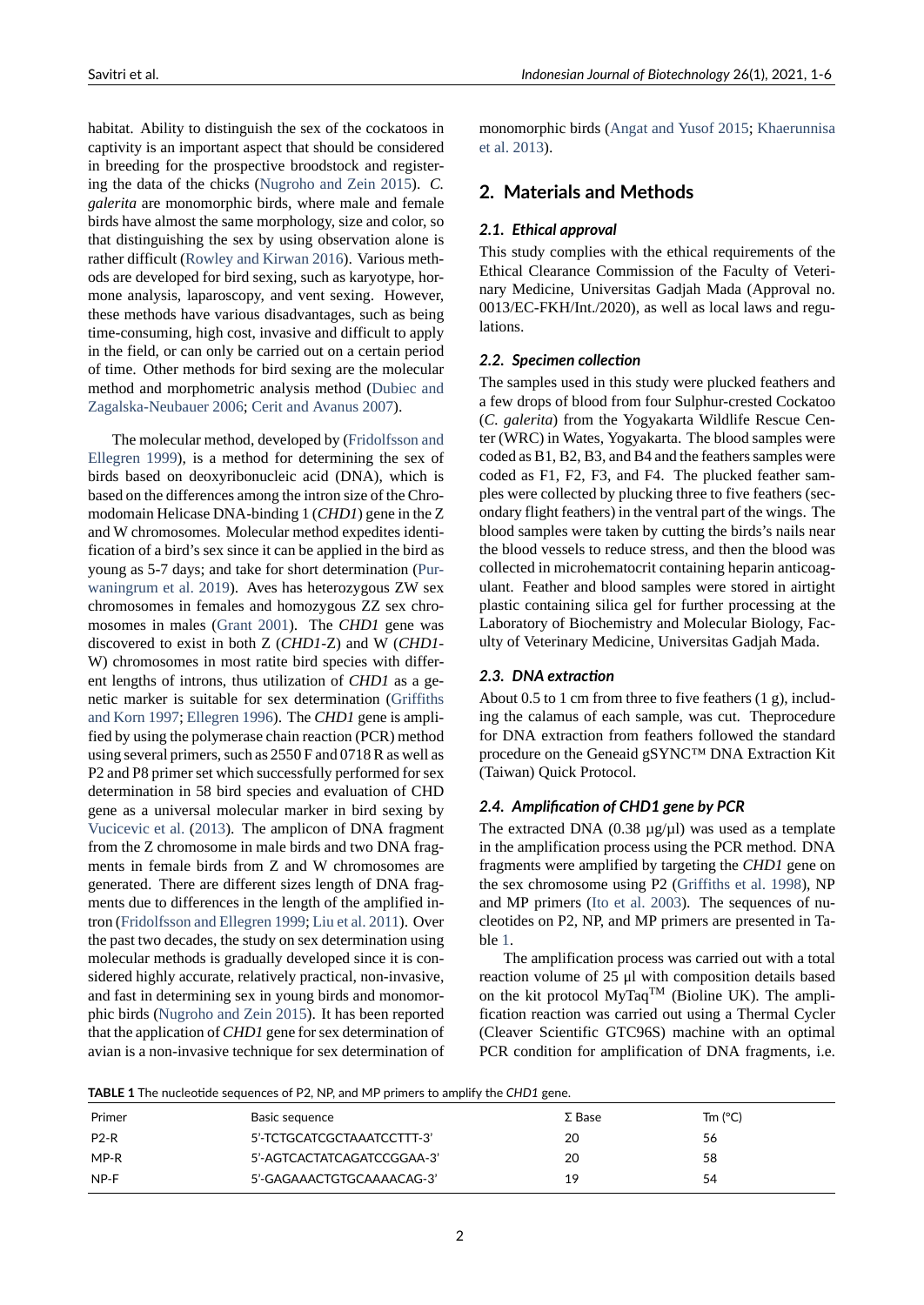habitat. Ability to distinguish the sex of the cockatoos in captivity is an important aspect that should be considered in breeding for the prospective broodstock and registering the data of the chicks (Nugroho and Zein 2015). *C. galerita* are monomorphic birds, where male and female birds have almost the same morphology, size and color, so that distinguishing the sex by using observation alone is rather difficult (Rowley and Kirwan 2016). Various methods are developed for bird sexing, such as karyotype, hormone analysis, laparoscopy, and vent sexing. However, these methods have various disadvantages, such as being time-consuming, high cost, invasive and difficult to apply in the field, or can only be carried out on a certain period of time. Other methods for bird sexing are the molecular method and morphometric analysis method (Dubiec and Zagalska-Neubauer 2006; Cerit and Avanus 2007).

The molecular method, developed by (Fridolfsson and Ellegren 1999), is a method for determining the sex of birds based on deoxyribonucleic acid (DNA), which is based on the differences among the intron size of the Chromodomain Helicase DNA-binding 1 (*CHD1*) gene in the Z and W chromosomes. Molecular method expedites identification of a bird's sex since it can be applied in the bird as young as 5-7 days; and take for short determination (Purwaningrum et al. 2019). Aves has heterozygous ZW sex chromosomes in females and homozygous ZZ sex chromosomes in males (Grant 2001). The *CHD1* gene was discovered to exist in both Z (*CHD1*-Z) and W (*CHD1*-W) chromosomes in most ratite bird species with different lengths of introns, thus utilization of *CHD1* as a genetic marker is suitable for sex determination (Griffiths and Korn 1997; Ellegren 1996). The *CHD1* gene is amplified by using the polymerase chain reaction (PCR) method using several primers, such as 2550 F and 0718 R as well as P2 and P8 primer set which successfully performed for sex determination in 58 bird species and evaluation of CHD gene as a universal molecular marker in bird sexing by Vucicevic et al. (2013). The amplicon of DNA fragment from the Z chromosome in male birds and two DNA fragments in female birds from Z and W chromosomes are generated. There are different sizes length of DNA fragments due to differences in the length of the amplified intron (Fridolfsson and Ellegren 1999; Liu et al. 2011). Over the past two decades, the study on sex determination using molecular methods is gradually developed since it is considered highly accurate, relatively practical, non-invasive, and fast in determining sex in young birds and monomorphic birds (Nugroho and Zein 2015). It has been reported that the application of *CHD1* gene for sex determination of avian is a non-invasive technique for sex determination of monomorphic birds (Angat and Yusof 2015; Khaerunnisa et al. 2013).

## 2. Materials and Methods

### 2.1. Ethical approval

This study complies with the ethical requirements of the Ethical Clearance Commission of the Faculty of Veterinary Medicine, Universitas Gadjah Mada (Approval no. 0013/EC-FKH/Int./2020), as well as local laws and regulations.

### 2.2. Specimen collection

The samples used in this study were plucked feathers and a few drops of blood from four Sulphur-crested Cockatoo (*C. galerita*) from the Yogyakarta Wildlife Rescue Center (WRC) in Wates, Yogyakarta. The blood samples were coded as B1, B2, B3, and B4 and the feathers samples were coded as F1, F2, F3, and F4. The plucked feather samples were collected by plucking three to five feathers (secondary flight feathers) in the ventral part of the wings. The blood samples were taken by cutting the birds's nails near the blood vessels to reduce stress, and then the blood was collected in microhematocrit containing heparin anticoagulant. Feather and blood samples were stored in airtight plastic containing silica gel for further processing at the Laboratory of Biochemistry and Molecular Biology, Faculty of Veterinary Medicine, Universitas Gadjah Mada.

### 2.3. DNA extraction

About 0.5 to 1 cm from three to five feathers (1 g), including the calamus of each sample, was cut. Theprocedure for DNA extraction from feathers followed the standard procedure on the Geneaid gSYNC™ DNA Extraction Kit (Taiwan) Quick Protocol.

### 2.4. Amplification of CHD1 gene by PCR

The extracted DNA (0.38 µg/µl) was used as a template in the amplification process using the PCR method. DNA fragments were amplified by targeting the *CHD1* gene on the sex chromosome using P2 (Griffiths et al. 1998), NP and MP primers (Ito et al. 2003). The sequences of nucleotides on P2, NP, and MP primers are presented in Table 1.

The amplification process was carried out with a total reaction volume of 25 µl with composition details based on the kit protocol MyTaq™ (Bioline UK). The amplification reaction was carried out using a Thermal Cycler (Cleaver Scientific GTC96S) machine with an optimal PCR condition for amplification of DNA fragments, i.e.

**TABLE 1** The nucleotide sequences of P2, NP, and MP primers to amplify the *CHD1* gene.

| Primer | Basic sequence | Σ Base | Tm (°C) |
|---|---|---|---|
| P2-R | 5'-TCTGCATCGCTAAATCCTTT-3' | 20 | 56 |
| MP-R | 5'-AGTCACTATCAGATCCGGAA-3' | 20 | 58 |
| NP-F | 5'-GAGAAACTGTGCAAAACAG-3' | 19 | 54 |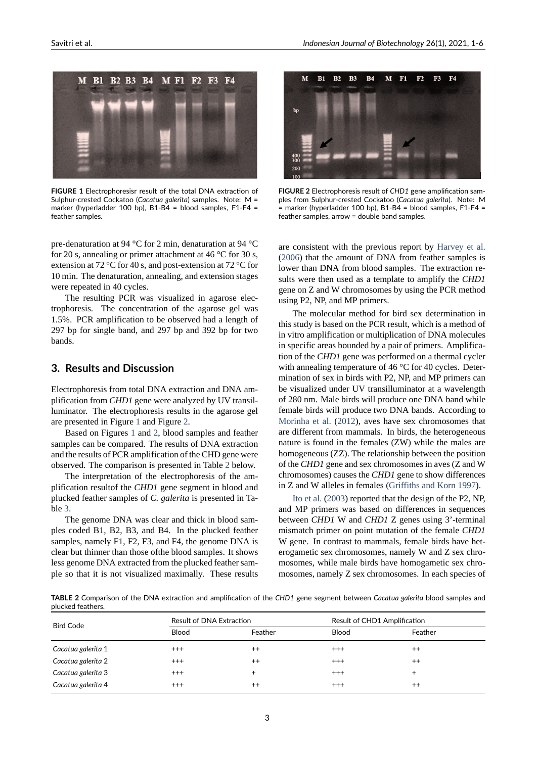FIGURE 1 Electrophoresisr result of the total DNA extraction of Sulphur-crested Cockatoo (*Cacatua galerita*) samples. Note: M = marker (hyperladder 100 bp), B1-B4 = blood samples, F1-F4 = feather samples.

FIGURE 2 Electrophoresis result of *CHD1* gene amplification samples from Sulphur-crested Cockatoo (*Cacatua galerita*). Note: M = marker (hyperladder 100 bp), B1-B4 = blood samples, F1-F4 = feather samples, arrow = double band samples.

pre-denaturation at 94 °C for 2 min, denaturation at 94 °C for 20 s, annealing or primer attachment at 46 °C for 30 s, extension at 72 °C for 40 s, and post-extension at 72 °C for 10 min. The denaturation, annealing, and extension stages were repeated in 40 cycles.

The resulting PCR was visualized in agarose electrophoresis. The concentration of the agarose gel was 1.5%. PCR amplification to be observed had a length of 297 bp for single band, and 297 bp and 392 bp for two bands.

## 3. Results and Discussion

Electrophoresis from total DNA extraction and DNA amplification from *CHD1* gene were analyzed by UV transilluminator. The electrophoresis results in the agarose gel are presented in Figure 1 and Figure 2.

Based on Figures 1 and 2, blood samples and feather samples can be compared. The results of DNA extraction and the results of PCR amplification of the CHD gene were observed. The comparison is presented in Table 2 below.

The interpretation of the electrophoresis of the amplification resultof the *CHD1* gene segment in blood and plucked feather samples of *C. galerita* is presented in Table 3.

The genome DNA was clear and thick in blood samples coded B1, B2, B3, and B4. In the plucked feather samples, namely F1, F2, F3, and F4, the genome DNA is clear but thinner than those ofthe blood samples. It shows less genome DNA extracted from the plucked feather sample so that it is not visualized maximally. These results are consistent with the previous report by Harvey et al. (2006) that the amount of DNA from feather samples is lower than DNA from blood samples. The extraction results were then used as a template to amplify the *CHD1* gene on Z and W chromosomes by using the PCR method using P2, NP, and MP primers.

The molecular method for bird sex determination in this study is based on the PCR result, which is a method of in vitro amplification or multiplication of DNA molecules in specific areas bounded by a pair of primers. Amplification of the *CHD1* gene was performed on a thermal cycler with annealing temperature of 46 °C for 40 cycles. Determination of sex in birds with P2, NP, and MP primers can be visualized under UV transilluminator at a wavelength of 280 nm. Male birds will produce one DNA band while female birds will produce two DNA bands. According to Morinha et al. (2012), aves have sex chromosomes that are different from mammals. In birds, the heterogeneous nature is found in the females (ZW) while the males are homogeneous (ZZ). The relationship between the position of the *CHD1* gene and sex chromosomes in aves (Z and W chromosomes) causes the *CHD1* gene to show differences in Z and W alleles in females (Griffiths and Korn 1997).

Ito et al. (2003) reported that the design of the P2, NP, and MP primers was based on differences in sequences between *CHD1* W and *CHD1* Z genes using 3'-terminal mismatch primer on point mutation of the female *CHD1* W gene. In contrast to mammals, female birds have heterogametic sex chromosomes, namely W and Z sex chromosomes, while male birds have homogametic sex chromosomes, namely Z sex chromosomes. In each species of

TABLE 2 Comparison of the DNA extraction and amplification of the *CHD1* gene segment between *Cacatua galerita* blood samples and plucked feathers.

| Bird Code | Result of DNA Extraction | | Result of CHD1 Amplification | |
|---|---|---|---|---|
| | Blood | Feather | Blood | Feather |
| *Cacatua galerita* 1 | +++ | ++ | +++ | ++ |
| *Cacatua galerita* 2 | +++ | ++ | +++ | ++ |
| *Cacatua galerita* 3 | +++ | + | +++ | + |
| *Cacatua galerita* 4 | +++ | ++ | +++ | ++ |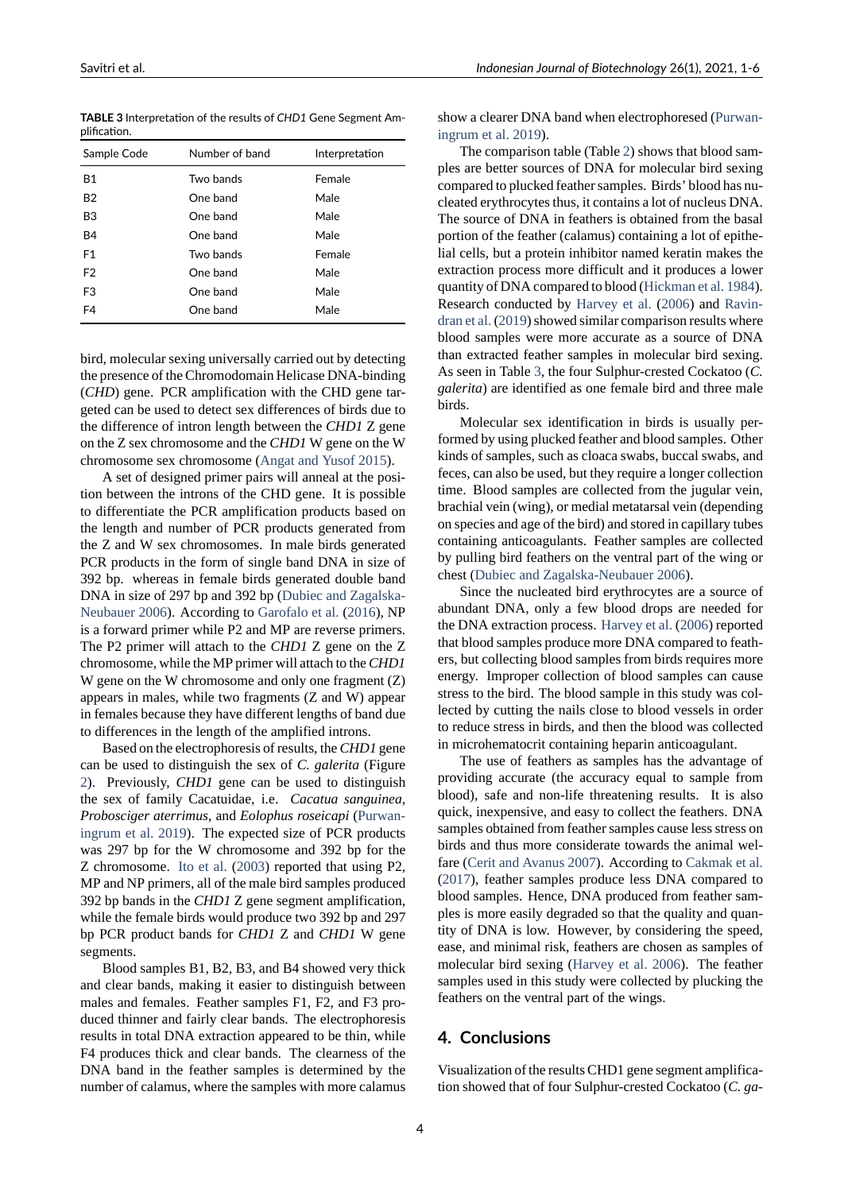**TABLE 3** Interpretation of the results of *CHD1* Gene Segment Amplification.

| Sample Code | Number of band | Interpretation |
|---|---|---|
| B1 | Two bands | Female |
| B2 | One band | Male |
| B3 | One band | Male |
| B4 | One band | Male |
| F1 | Two bands | Female |
| F2 | One band | Male |
| F3 | One band | Male |
| F4 | One band | Male |

bird, molecular sexing universally carried out by detecting the presence of the Chromodomain Helicase DNA-binding (*CHD*) gene. PCR amplification with the CHD gene targeted can be used to detect sex differences of birds due to the difference of intron length between the *CHD1* Z gene on the Z sex chromosome and the *CHD1* W gene on the W chromosome sex chromosome (Angat and Yusof 2015).

A set of designed primer pairs will anneal at the position between the introns of the CHD gene. It is possible to differentiate the PCR amplification products based on the length and number of PCR products generated from the Z and W sex chromosomes. In male birds generated PCR products in the form of single band DNA in size of 392 bp. whereas in female birds generated double band DNA in size of 297 bp and 392 bp (Dubiec and Zagalska-Neubauer 2006). According to Garofalo et al. (2016), NP is a forward primer while P2 and MP are reverse primers. The P2 primer will attach to the *CHD1* Z gene on the Z chromosome, while the MP primer will attach to the *CHD1* W gene on the W chromosome and only one fragment (Z) appears in males, while two fragments (Z and W) appear in females because they have different lengths of band due to differences in the length of the amplified introns.

Based on the electrophoresis of results, the *CHD1* gene can be used to distinguish the sex of *C. galerita* (Figure 2). Previously, *CHD1* gene can be used to distinguish the sex of family Cacatuidae, i.e. *Cacatua sanguinea, Probosciger aterrimus*, and *Eolophus roseicapi* (Purwaningrum et al. 2019). The expected size of PCR products was 297 bp for the W chromosome and 392 bp for the Z chromosome. Ito et al. (2003) reported that using P2, MP and NP primers, all of the male bird samples produced 392 bp bands in the *CHD1* Z gene segment amplification, while the female birds would produce two 392 bp and 297 bp PCR product bands for *CHD1* Z and *CHD1* W gene segments.

Blood samples B1, B2, B3, and B4 showed very thick and clear bands, making it easier to distinguish between males and females. Feather samples F1, F2, and F3 produced thinner and fairly clear bands. The electrophoresis results in total DNA extraction appeared to be thin, while F4 produces thick and clear bands. The clearness of the DNA band in the feather samples is determined by the number of calamus, where the samples with more calamus show a clearer DNA band when electrophoresed (Purwaningrum et al. 2019).

The comparison table (Table 2) shows that blood samples are better sources of DNA for molecular bird sexing compared to plucked feather samples. Birds' blood has nucleated erythrocytes thus, it contains a lot of nucleus DNA. The source of DNA in feathers is obtained from the basal portion of the feather (calamus) containing a lot of epithelial cells, but a protein inhibitor named keratin makes the extraction process more difficult and it produces a lower quantity of DNA compared to blood (Hickman et al. 1984). Research conducted by Harvey et al. (2006) and Ravindran et al. (2019) showed similar comparison results where blood samples were more accurate as a source of DNA than extracted feather samples in molecular bird sexing. As seen in Table 3, the four Sulphur-crested Cockatoo (*C. galerita*) are identified as one female bird and three male birds.

Molecular sex identification in birds is usually performed by using plucked feather and blood samples. Other kinds of samples, such as cloaca swabs, buccal swabs, and feces, can also be used, but they require a longer collection time. Blood samples are collected from the jugular vein, brachial vein (wing), or medial metatarsal vein (depending on species and age of the bird) and stored in capillary tubes containing anticoagulants. Feather samples are collected by pulling bird feathers on the ventral part of the wing or chest (Dubiec and Zagalska-Neubauer 2006).

Since the nucleated bird erythrocytes are a source of abundant DNA, only a few blood drops are needed for the DNA extraction process. Harvey et al. (2006) reported that blood samples produce more DNA compared to feathers, but collecting blood samples from birds requires more energy. Improper collection of blood samples can cause stress to the bird. The blood sample in this study was collected by cutting the nails close to blood vessels in order to reduce stress in birds, and then the blood was collected in microhematocrit containing heparin anticoagulant.

The use of feathers as samples has the advantage of providing accurate (the accuracy equal to sample from blood), safe and non-life threatening results. It is also quick, inexpensive, and easy to collect the feathers. DNA samples obtained from feather samples cause less stress on birds and thus more considerate towards the animal welfare (Cerit and Avanus 2007). According to Cakmak et al. (2017), feather samples produce less DNA compared to blood samples. Hence, DNA produced from feather samples is more easily degraded so that the quality and quantity of DNA is low. However, by considering the speed, ease, and minimal risk, feathers are chosen as samples of molecular bird sexing (Harvey et al. 2006). The feather samples used in this study were collected by plucking the feathers on the ventral part of the wings.

## 4. Conclusions

Visualization of the results CHD1 gene segment amplification showed that of four Sulphur-crested Cockatoo (*C. ga-*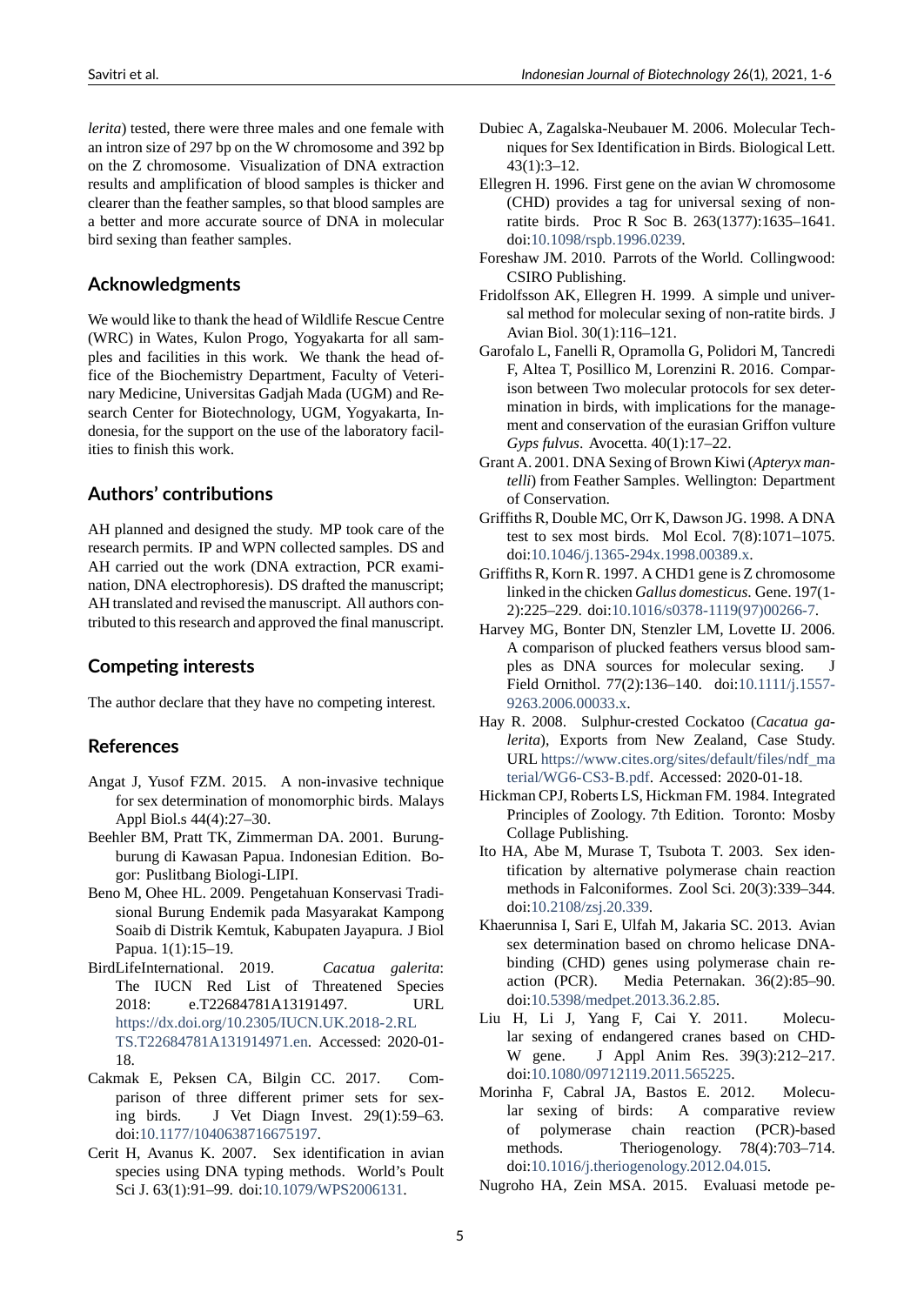*lerita*) tested, there were three males and one female with an intron size of 297 bp on the W chromosome and 392 bp on the Z chromosome. Visualization of DNA extraction results and amplification of blood samples is thicker and clearer than the feather samples, so that blood samples are a better and more accurate source of DNA in molecular bird sexing than feather samples.

## Acknowledgments

We would like to thank the head of Wildlife Rescue Centre (WRC) in Wates, Kulon Progo, Yogyakarta for all samples and facilities in this work. We thank the head office of the Biochemistry Department, Faculty of Veterinary Medicine, Universitas Gadjah Mada (UGM) and Research Center for Biotechnology, UGM, Yogyakarta, Indonesia, for the support on the use of the laboratory facilities to finish this work.

## Authors' contributions

AH planned and designed the study. MP took care of the research permits. IP and WPN collected samples. DS and AH carried out the work (DNA extraction, PCR examination, DNA electrophoresis). DS drafted the manuscript; AH translated and revised the manuscript. All authors contributed to this research and approved the final manuscript.

## Competing interests

The author declare that they have no competing interest.

## References

Angat J, Yusof FZM. 2015. A non-invasive technique for sex determination of monomorphic birds. Malays Appl Biol.s 44(4):27–30.

Beehler BM, Pratt TK, Zimmerman DA. 2001. Burung-burung di Kawasan Papua. Indonesian Edition. Bogor: Puslitbang Biologi-LIPI.

Beno M, Ohee HL. 2009. Pengetahuan Konservasi Tradisional Burung Endemik pada Masyarakat Kampong Soaib di Distrik Kemtuk, Kabupaten Jayapura. J Biol Papua. 1(1):15–19.

BirdLifeInternational. 2019. *Cacatua galerita*: The IUCN Red List of Threatened Species 2018: e.T22684781A13191497. URL https://dx.doi.org/10.2305/IUCN.UK.2018-2.RLTS.T22684781A131914971.en. Accessed: 2020-01-18.

Cakmak E, Peksen CA, Bilgin CC. 2017. Comparison of three different primer sets for sexing birds. J Vet Diagn Invest. 29(1):59–63. doi:10.1177/1040638716675197.

Cerit H, Avanus K. 2007. Sex identification in avian species using DNA typing methods. World's Poult Sci J. 63(1):91–99. doi:10.1079/WPS2006131.

Dubiec A, Zagalska-Neubauer M. 2006. Molecular Techniques for Sex Identification in Birds. Biological Lett. 43(1):3–12.

Ellegren H. 1996. First gene on the avian W chromosome (CHD) provides a tag for universal sexing of non-ratite birds. Proc R Soc B. 263(1377):1635–1641. doi:10.1098/rspb.1996.0239.

Foreshaw JM. 2010. Parrots of the World. Collingwood: CSIRO Publishing.

Fridolfsson AK, Ellegren H. 1999. A simple und universal method for molecular sexing of non-ratite birds. J Avian Biol. 30(1):116–121.

Garofalo L, Fanelli R, Opramolla G, Polidori M, Tancredi F, Altea T, Posillico M, Lorenzini R. 2016. Comparison between Two molecular protocols for sex determination in birds, with implications for the management and conservation of the eurasian Griffon vulture *Gyps fulvus*. Avocetta. 40(1):17–22.

Grant A. 2001. DNA Sexing of Brown Kiwi (*Apteryx mantelli*) from Feather Samples. Wellington: Department of Conservation.

Griffiths R, Double MC, Orr K, Dawson JG. 1998. A DNA test to sex most birds. Mol Ecol. 7(8):1071–1075. doi:10.1046/j.1365-294x.1998.00389.x.

Griffiths R, Korn R. 1997. A CHD1 gene is Z chromosome linked in the chicken *Gallus domesticus*. Gene. 197(1-2):225–229. doi:10.1016/s0378-1119(97)00266-7.

Harvey MG, Bonter DN, Stenzler LM, Lovette IJ. 2006. A comparison of plucked feathers versus blood samples as DNA sources for molecular sexing. J Field Ornithol. 77(2):136–140. doi:10.1111/j.1557-9263.2006.00033.x.

Hay R. 2008. Sulphur-crested Cockatoo (*Cacatua galerita*), Exports from New Zealand, Case Study. URL https://www.cites.org/sites/default/files/ndf_material/WG6-CS3-B.pdf. Accessed: 2020-01-18.

Hickman CPJ, Roberts LS, Hickman FM. 1984. Integrated Principles of Zoology. 7th Edition. Toronto: Mosby Collage Publishing.

Ito HA, Abe M, Murase T, Tsubota T. 2003. Sex identification by alternative polymerase chain reaction methods in Falconiformes. Zool Sci. 20(3):339–344. doi:10.2108/zsj.20.339.

Khaerunnisa I, Sari E, Ulfah M, Jakaria SC. 2013. Avian sex determination based on chromo helicase DNA-binding (CHD) genes using polymerase chain reaction (PCR). Media Peternakan. 36(2):85–90. doi:10.5398/medpet.2013.36.2.85.

Liu H, Li J, Yang F, Cai Y. 2011. Molecular sexing of endangered cranes based on CHD-W gene. J Appl Anim Res. 39(3):212–217. doi:10.1080/09712119.2011.565225.

Morinha F, Cabral JA, Bastos E. 2012. Molecular sexing of birds: A comparative review of polymerase chain reaction (PCR)-based methods. Theriogenology. 78(4):703–714. doi:10.1016/j.theriogenology.2012.04.015.

Nugroho HA, Zein MSA. 2015. Evaluasi metode pe-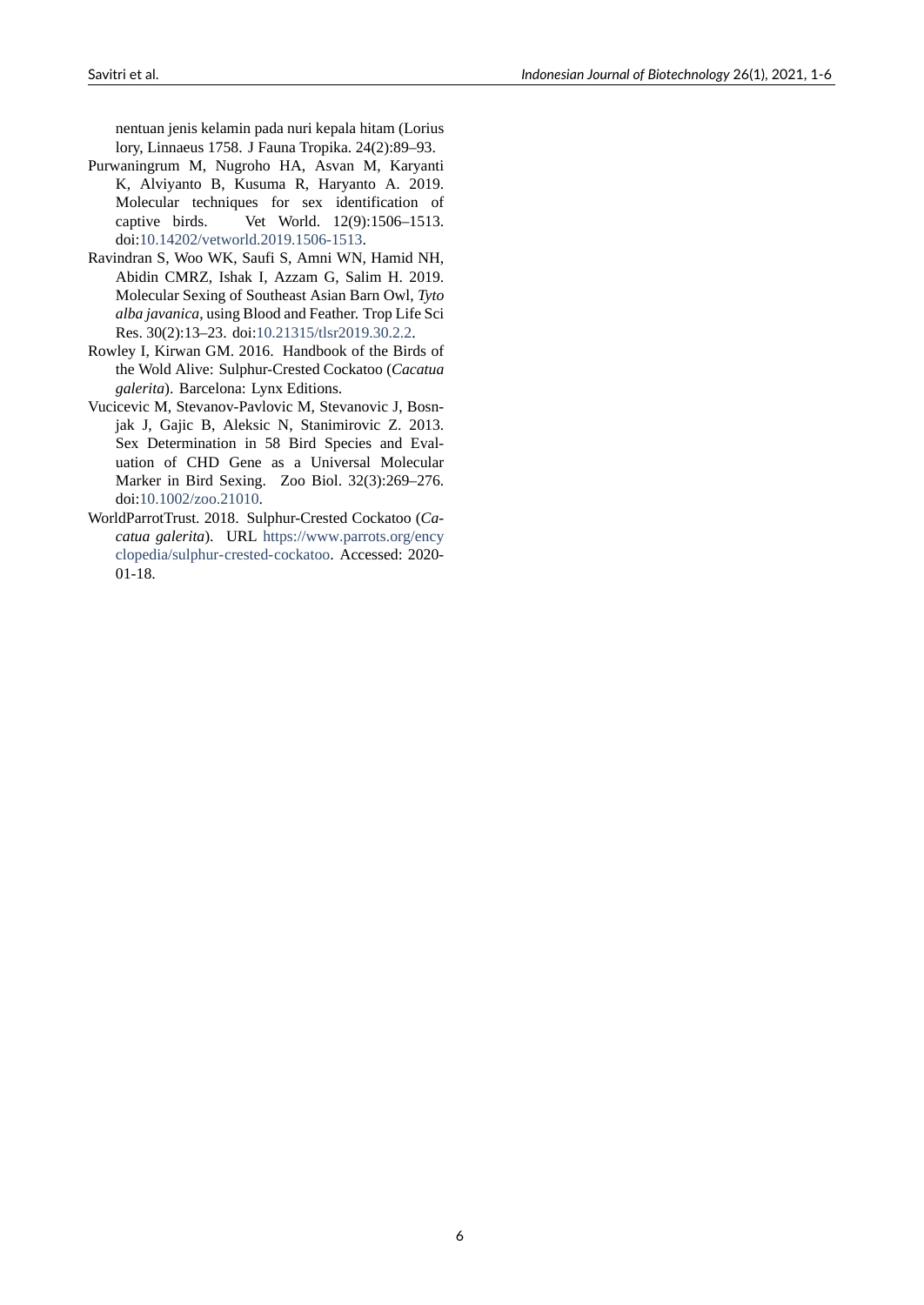nentuan jenis kelamin pada nuri kepala hitam (Lorius lory, Linnaeus 1758. J Fauna Tropika. 24(2):89–93.

Purwaningrum M, Nugroho HA, Asvan M, Karyanti K, Alviyanto B, Kusuma R, Haryanto A. 2019. Molecular techniques for sex identification of captive birds. Vet World. 12(9):1506–1513. doi:10.14202/vetworld.2019.1506-1513.

Ravindran S, Woo WK, Saufi S, Amni WN, Hamid NH, Abidin CMRZ, Ishak I, Azzam G, Salim H. 2019. Molecular Sexing of Southeast Asian Barn Owl, *Tyto alba javanica*, using Blood and Feather. Trop Life Sci Res. 30(2):13–23. doi:10.21315/tlsr2019.30.2.2.

Rowley I, Kirwan GM. 2016. Handbook of the Birds of the Wold Alive: Sulphur-Crested Cockatoo (*Cacatua galerita*). Barcelona: Lynx Editions.

Vucicevic M, Stevanov-Pavlovic M, Stevanovic J, Bosnjak J, Gajic B, Aleksic N, Stanimirovic Z. 2013. Sex Determination in 58 Bird Species and Evaluation of CHD Gene as a Universal Molecular Marker in Bird Sexing. Zoo Biol. 32(3):269–276. doi:10.1002/zoo.21010.

WorldParrotTrust. 2018. Sulphur-Crested Cockatoo (*Cacatua galerita*). URL https://www.parrots.org/encyclopedia/sulphur-crested-cockatoo. Accessed: 2020-01-18.